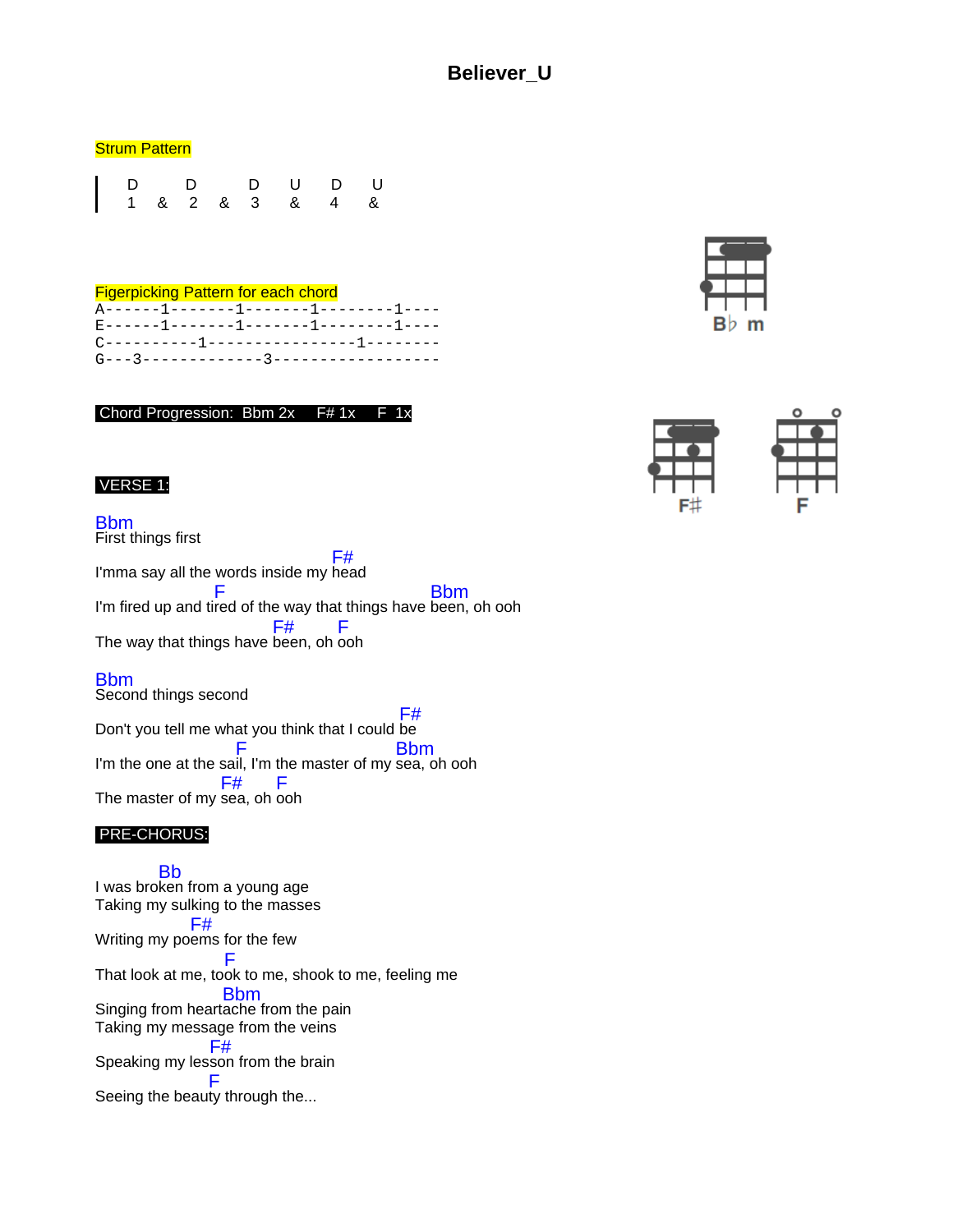# Believer_U

**Strum Pattern**

```
|  D       D       D   U   D   U
|  1   &   2   &   3   &   4   &
```

**Figerpicking Pattern for each chord**

```
A------1-------1-------1--------1----
E------1-------1-------1--------1----
C----------1---------------1---------
G---3-------------3------------------
```

**Chord Progression: Bbm 2x  F# 1x  F 1x**

Bb m

F#   F

**VERSE 1:**

```
Bbm
First things first
                                  F#
I'mma say all the words inside my head
               F                                Bbm
I'm fired up and tired of the way that things have been, oh ooh
                       F#        F
The way that things have been, oh ooh

Bbm
Second things second
                                        F#
Don't you tell me what you think that I could be
                  F                   Bbm
I'm the one at the sail, I'm the master of my sea, oh ooh
                 F#      F
The master of my sea, oh ooh
```

**PRE-CHORUS:**

```
        Bb
I was broken from a young age
Taking my sulking to the masses
            F#
Writing my poems for the few
                  F
That look at me, took to me, shook to me, feeling me
                Bbm
Singing from heartache from the pain
Taking my message from the veins
              F#
Speaking my lesson from the brain
              F
Seeing the beauty through the...
```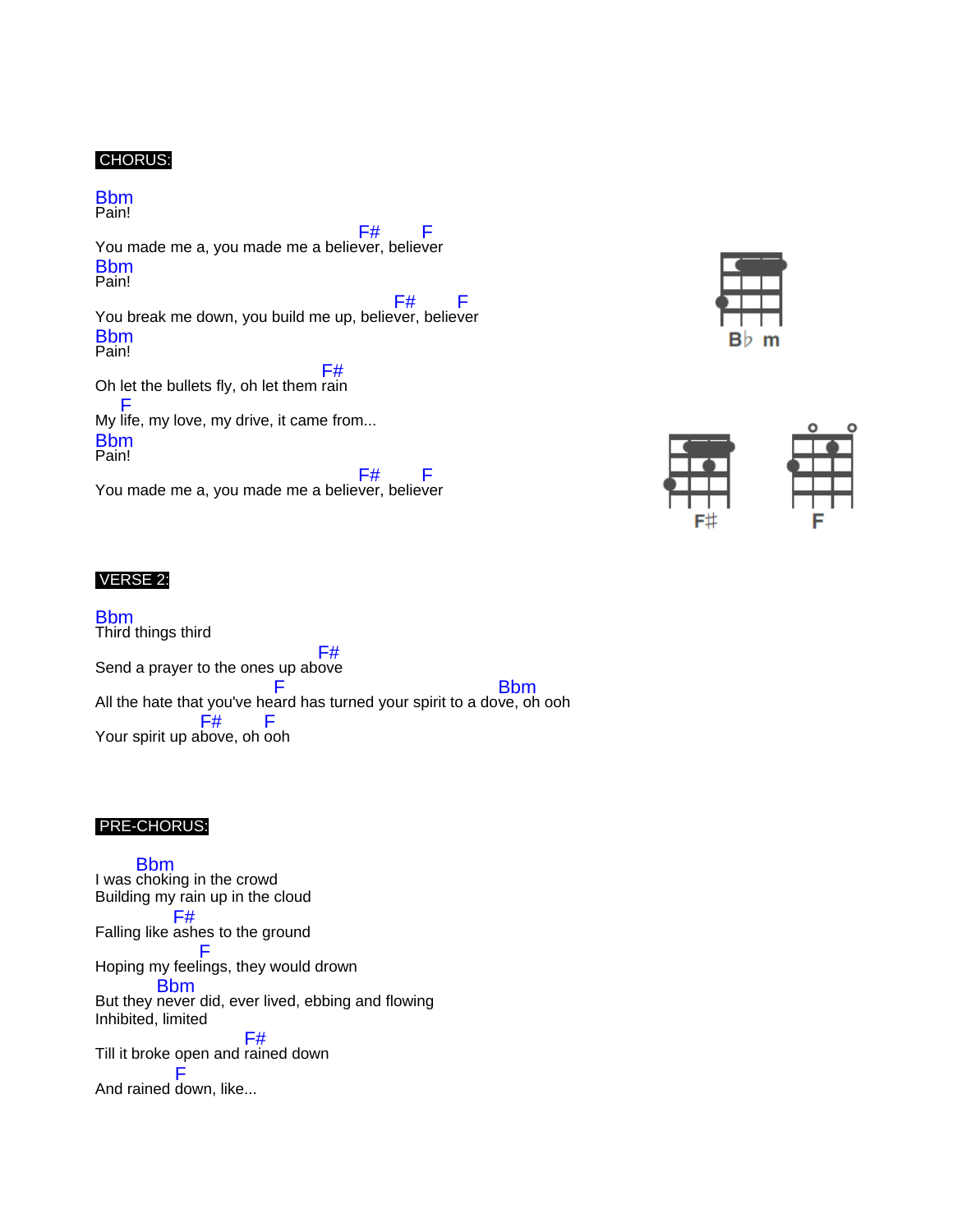**CHORUS:**

```
Bbm
Pain!
                                       F#      F
You made me a, you made me a believer, believer
Bbm
Pain!
                                             F#      F
You break me down, you build me up, believer, believer
Bbm
Pain!
                                   F#
Oh let the bullets fly, oh let them rain
   F
My life, my love, my drive, it came from...
Bbm
Pain!
                                       F#      F
You made me a, you made me a believer, believer
```

Bb m

F#    F

**VERSE 2:**

```
Bbm
Third things third
                                   F#
Send a prayer to the ones up above
                          F                                       Bbm
All the hate that you've heard has turned your spirit to a dove, oh ooh
                 F#      F
Your spirit up above, oh ooh
```

**PRE-CHORUS:**

```
      Bbm
I was choking in the crowd
Building my rain up in the cloud
            F#
Falling like ashes to the ground
               F
Hoping my feelings, they would drown
         Bbm
But they never did, ever lived, ebbing and flowing
Inhibited, limited
                     F#
Till it broke open and rained down
            F
And rained down, like...
```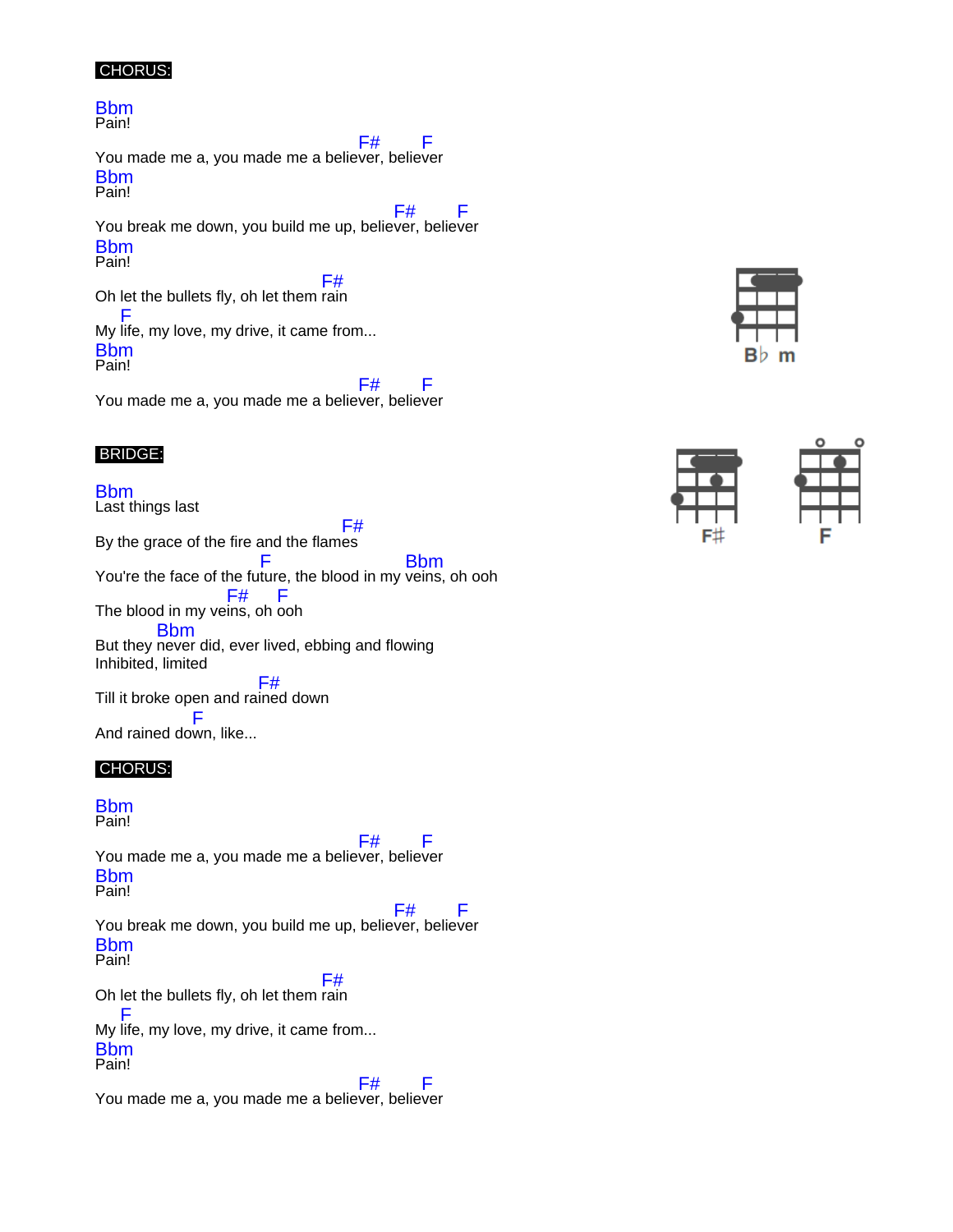**CHORUS:**

```
Bbm
Pain!
                                      F#       F
You made me a, you made me a believer, believer
Bbm
Pain!
                                          F#      F
You break me down, you build me up, believer, believer
Bbm
Pain!
                                  F#
Oh let the bullets fly, oh let them rain
   F
My life, my love, my drive, it came from...
Bbm
Pain!
                                      F#       F
You made me a, you made me a believer, believer
```

**BRIDGE:**

```
Bbm
Last things last
                                    F#
By the grace of the fire and the flames
                 F                  Bbm
You're the face of the future, the blood in my veins, oh ooh
                F#   F
The blood in my veins, oh ooh
       Bbm
But they never did, ever lived, ebbing and flowing
Inhibited, limited
                  F#
Till it broke open and rained down
          F
And rained down, like...
```

**CHORUS:**

```
Bbm
Pain!
                                      F#       F
You made me a, you made me a believer, believer
Bbm
Pain!
                                          F#      F
You break me down, you build me up, believer, believer
Bbm
Pain!
                                  F#
Oh let the bullets fly, oh let them rain
   F
My life, my love, my drive, it came from...
Bbm
Pain!
                                      F#       F
You made me a, you made me a believer, believer
```

B♭m

F#

F